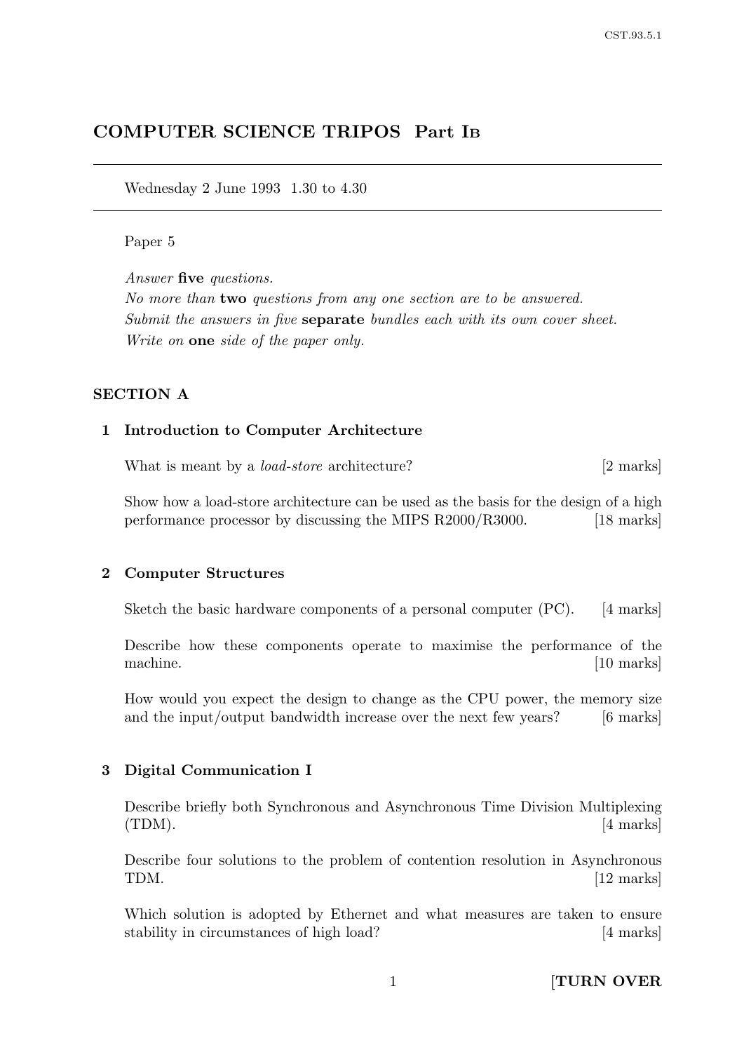# COMPUTER SCIENCE TRIPOS Part IB

Wednesday 2 June 1993 1.30 to 4.30

Paper 5

*Answer* **five** *questions.*
*No more than* **two** *questions from any one section are to be answered.*
*Submit the answers in five* **separate** *bundles each with its own cover sheet.*
*Write on* **one** *side of the paper only.*

## SECTION A

### 1 Introduction to Computer Architecture

What is meant by a *load-store* architecture? [2 marks]

Show how a load-store architecture can be used as the basis for the design of a high performance processor by discussing the MIPS R2000/R3000. [18 marks]

### 2 Computer Structures

Sketch the basic hardware components of a personal computer (PC). [4 marks]

Describe how these components operate to maximise the performance of the machine. [10 marks]

How would you expect the design to change as the CPU power, the memory size and the input/output bandwidth increase over the next few years? [6 marks]

### 3 Digital Communication I

Describe briefly both Synchronous and Asynchronous Time Division Multiplexing (TDM). [4 marks]

Describe four solutions to the problem of contention resolution in Asynchronous TDM. [12 marks]

Which solution is adopted by Ethernet and what measures are taken to ensure stability in circumstances of high load? [4 marks]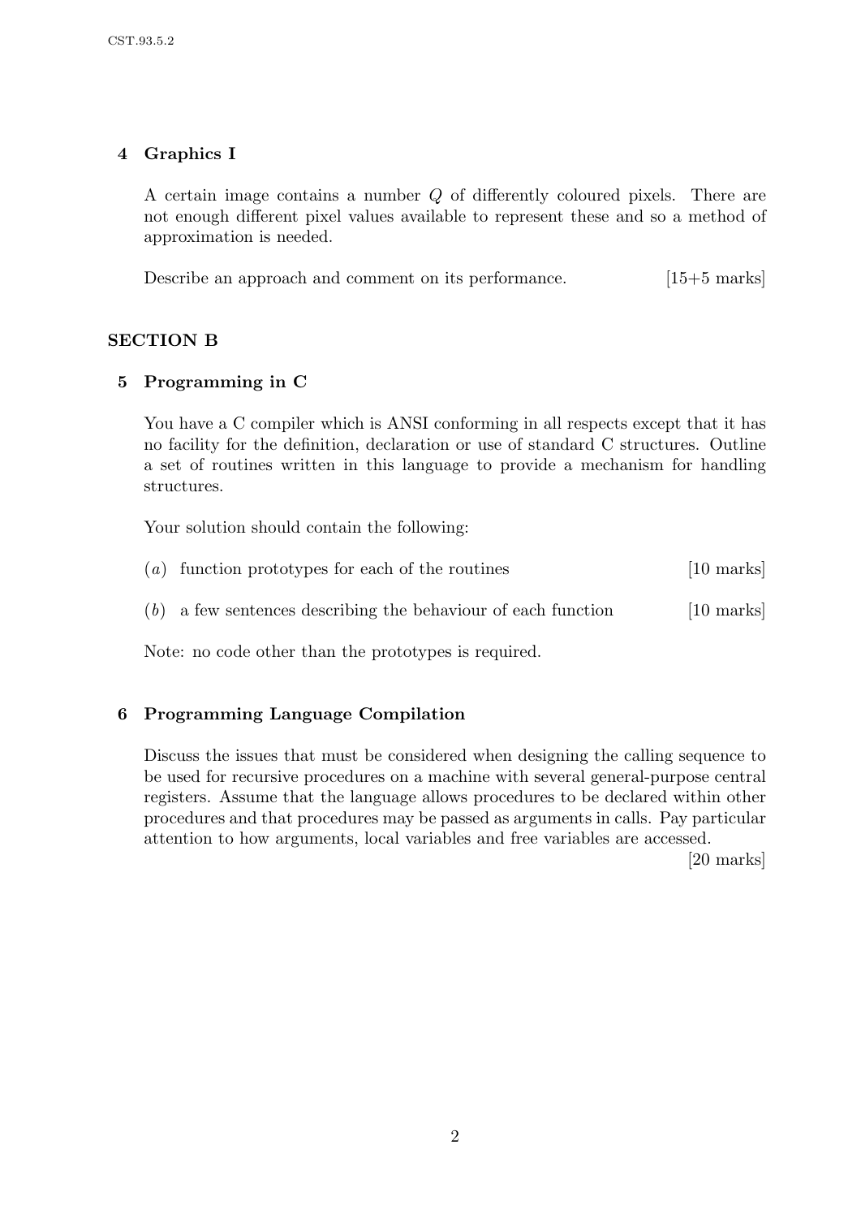## 4 Graphics I

A certain image contains a number $Q$ of differently coloured pixels. There are not enough different pixel values available to represent these and so a method of approximation is needed.

Describe an approach and comment on its performance. [15+5 marks]

# SECTION B

## 5 Programming in C

You have a C compiler which is ANSI conforming in all respects except that it has no facility for the definition, declaration or use of standard C structures. Outline a set of routines written in this language to provide a mechanism for handling structures.

Your solution should contain the following:

(*a*) function prototypes for each of the routines [10 marks]

(*b*) a few sentences describing the behaviour of each function [10 marks]

Note: no code other than the prototypes is required.

## 6 Programming Language Compilation

Discuss the issues that must be considered when designing the calling sequence to be used for recursive procedures on a machine with several general-purpose central registers. Assume that the language allows procedures to be declared within other procedures and that procedures may be passed as arguments in calls. Pay particular attention to how arguments, local variables and free variables are accessed.

[20 marks]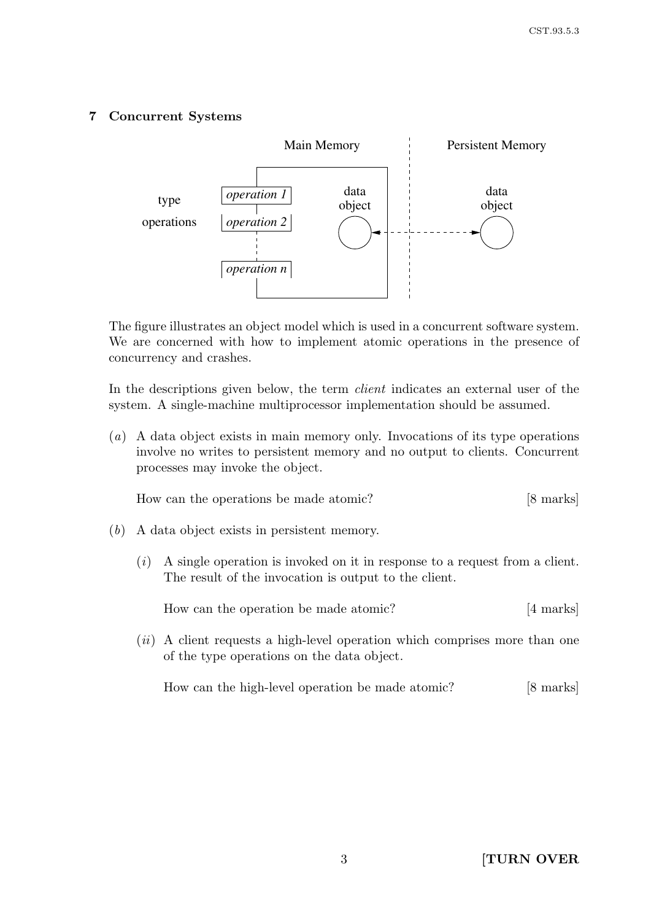## 7 Concurrent Systems

The figure illustrates an object model which is used in a concurrent software system. We are concerned with how to implement atomic operations in the presence of concurrency and crashes.

In the descriptions given below, the term *client* indicates an external user of the system. A single-machine multiprocessor implementation should be assumed.

(*a*) A data object exists in main memory only. Invocations of its type operations involve no writes to persistent memory and no output to clients. Concurrent processes may invoke the object.

How can the operations be made atomic? [8 marks]

(*b*) A data object exists in persistent memory.

(*i*) A single operation is invoked on it in response to a request from a client. The result of the invocation is output to the client.

How can the operation be made atomic? [4 marks]

(*ii*) A client requests a high-level operation which comprises more than one of the type operations on the data object.

How can the high-level operation be made atomic? [8 marks]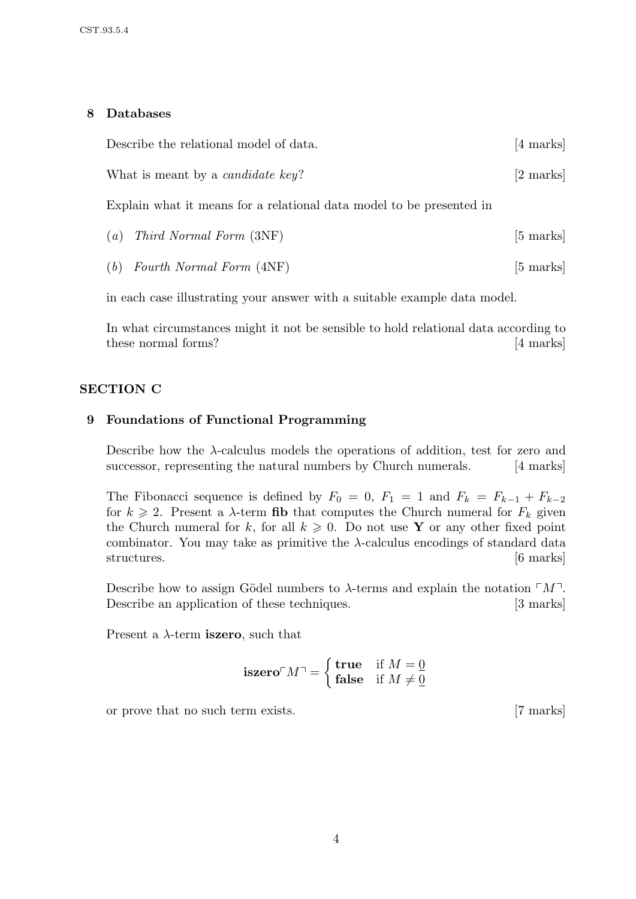## 8 Databases

Describe the relational model of data. [4 marks]

What is meant by a *candidate key*? [2 marks]

Explain what it means for a relational data model to be presented in

(*a*) *Third Normal Form* (3NF) [5 marks]

(*b*) *Fourth Normal Form* (4NF) [5 marks]

in each case illustrating your answer with a suitable example data model.

In what circumstances might it not be sensible to hold relational data according to these normal forms? [4 marks]

# SECTION C

## 9 Foundations of Functional Programming

Describe how the $\lambda$-calculus models the operations of addition, test for zero and successor, representing the natural numbers by Church numerals. [4 marks]

The Fibonacci sequence is defined by $F_0 = 0$, $F_1 = 1$ and $F_k = F_{k-1} + F_{k-2}$ for $k \geqslant 2$. Present a $\lambda$-term **fib** that computes the Church numeral for $F_k$ given the Church numeral for $k$, for all $k \geqslant 0$. Do not use **Y** or any other fixed point combinator. You may take as primitive the $\lambda$-calculus encodings of standard data structures. [6 marks]

Describe how to assign Gödel numbers to $\lambda$-terms and explain the notation $\ulcorner M \urcorner$. Describe an application of these techniques. [3 marks]

Present a $\lambda$-term **iszero**, such that

$$\mathbf{iszero}\ulcorner M \urcorner = \begin{cases} \mathbf{true} & \text{if } M = \underline{0} \\ \mathbf{false} & \text{if } M \neq \underline{0} \end{cases}$$

or prove that no such term exists. [7 marks]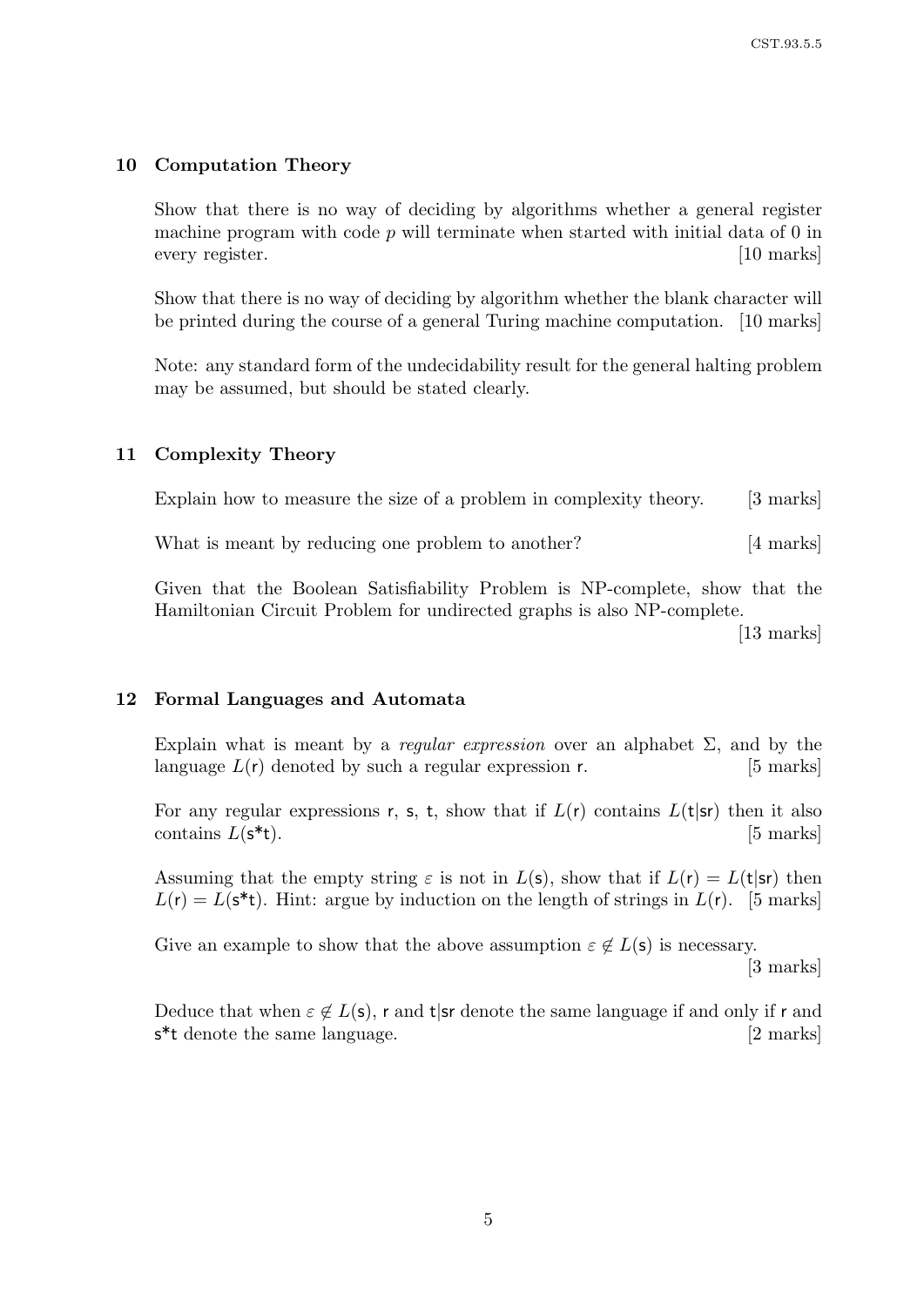## 10 Computation Theory

Show that there is no way of deciding by algorithms whether a general register machine program with code $p$ will terminate when started with initial data of 0 in every register. [10 marks]

Show that there is no way of deciding by algorithm whether the blank character will be printed during the course of a general Turing machine computation. [10 marks]

Note: any standard form of the undecidability result for the general halting problem may be assumed, but should be stated clearly.

## 11 Complexity Theory

Explain how to measure the size of a problem in complexity theory. [3 marks]

What is meant by reducing one problem to another? [4 marks]

Given that the Boolean Satisfiability Problem is NP-complete, show that the Hamiltonian Circuit Problem for undirected graphs is also NP-complete. [13 marks]

## 12 Formal Languages and Automata

Explain what is meant by a *regular expression* over an alphabet $\Sigma$, and by the language $L(\mathsf{r})$ denoted by such a regular expression $\mathsf{r}$. [5 marks]

For any regular expressions $\mathsf{r}$, $\mathsf{s}$, $\mathsf{t}$, show that if $L(\mathsf{r})$ contains $L(\mathsf{t|sr})$ then it also contains $L(\mathsf{s^*t})$. [5 marks]

Assuming that the empty string $\varepsilon$ is not in $L(\mathsf{s})$, show that if $L(\mathsf{r}) = L(\mathsf{t|sr})$ then $L(\mathsf{r}) = L(\mathsf{s^*t})$. Hint: argue by induction on the length of strings in $L(\mathsf{r})$. [5 marks]

Give an example to show that the above assumption $\varepsilon \notin L(\mathsf{s})$ is necessary. [3 marks]

Deduce that when $\varepsilon \notin L(\mathsf{s})$, $\mathsf{r}$ and $\mathsf{t|sr}$ denote the same language if and only if $\mathsf{r}$ and $\mathsf{s^*t}$ denote the same language. [2 marks]